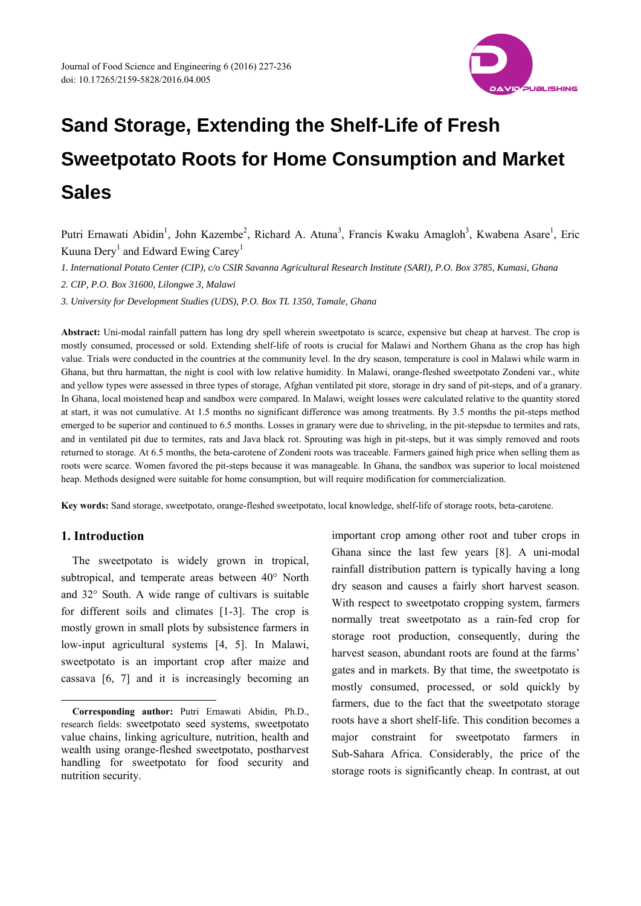# Sand Storage, Extending the Shelf-Life of Fresh Sweetpotato Roots for Home Consumption and Market Sales

Putri Ernawati Abidin[1], John Kazembe[2], Richard A. Atuna[3], Francis Kwaku Amagloh[3], Kwabena Asare[1], Eric Kuuna Dery[1] and Edward Ewing Carey[1]

*1. International Potato Center (CIP), c/o CSIR Savanna Agricultural Research Institute (SARI), P.O. Box 3785, Kumasi, Ghana*

*2. CIP, P.O. Box 31600, Lilongwe 3, Malawi*

*3. University for Development Studies (UDS), P.O. Box TL 1350, Tamale, Ghana*

**Abstract:** Uni-modal rainfall pattern has long dry spell wherein sweetpotato is scarce, expensive but cheap at harvest. The crop is mostly consumed, processed or sold. Extending shelf-life of roots is crucial for Malawi and Northern Ghana as the crop has high value. Trials were conducted in the countries at the community level. In the dry season, temperature is cool in Malawi while warm in Ghana, but thru harmattan, the night is cool with low relative humidity. In Malawi, orange-fleshed sweetpotato Zondeni var., white and yellow types were assessed in three types of storage, Afghan ventilated pit store, storage in dry sand of pit-steps, and of a granary. In Ghana, local moistened heap and sandbox were compared. In Malawi, weight losses were calculated relative to the quantity stored at start, it was not cumulative. At 1.5 months no significant difference was among treatments. By 3.5 months the pit-steps method emerged to be superior and continued to 6.5 months. Losses in granary were due to shriveling, in the pit-stepsdue to termites and rats, and in ventilated pit due to termites, rats and Java black rot. Sprouting was high in pit-steps, but it was simply removed and roots returned to storage. At 6.5 months, the beta-carotene of Zondeni roots was traceable. Farmers gained high price when selling them as roots were scarce. Women favored the pit-steps because it was manageable. In Ghana, the sandbox was superior to local moistened heap. Methods designed were suitable for home consumption, but will require modification for commercialization.

**Key words:** Sand storage, sweetpotato, orange-fleshed sweetpotato, local knowledge, shelf-life of storage roots, beta-carotene.

## 1. Introduction

The sweetpotato is widely grown in tropical, subtropical, and temperate areas between 40° North and 32° South. A wide range of cultivars is suitable for different soils and climates [1-3]. The crop is mostly grown in small plots by subsistence farmers in low-input agricultural systems [4, 5]. In Malawi, sweetpotato is an important crop after maize and cassava [6, 7] and it is increasingly becoming an important crop among other root and tuber crops in Ghana since the last few years [8]. A uni-modal rainfall distribution pattern is typically having a long dry season and causes a fairly short harvest season. With respect to sweetpotato cropping system, farmers normally treat sweetpotato as a rain-fed crop for storage root production, consequently, during the harvest season, abundant roots are found at the farms' gates and in markets. By that time, the sweetpotato is mostly consumed, processed, or sold quickly by farmers, due to the fact that the sweetpotato storage roots have a short shelf-life. This condition becomes a major constraint for sweetpotato farmers in Sub-Sahara Africa. Considerably, the price of the storage roots is significantly cheap. In contrast, at out

**Corresponding author:** Putri Ernawati Abidin, Ph.D., research fields: sweetpotato seed systems, sweetpotato value chains, linking agriculture, nutrition, health and wealth using orange-fleshed sweetpotato, postharvest handling for sweetpotato for food security and nutrition security.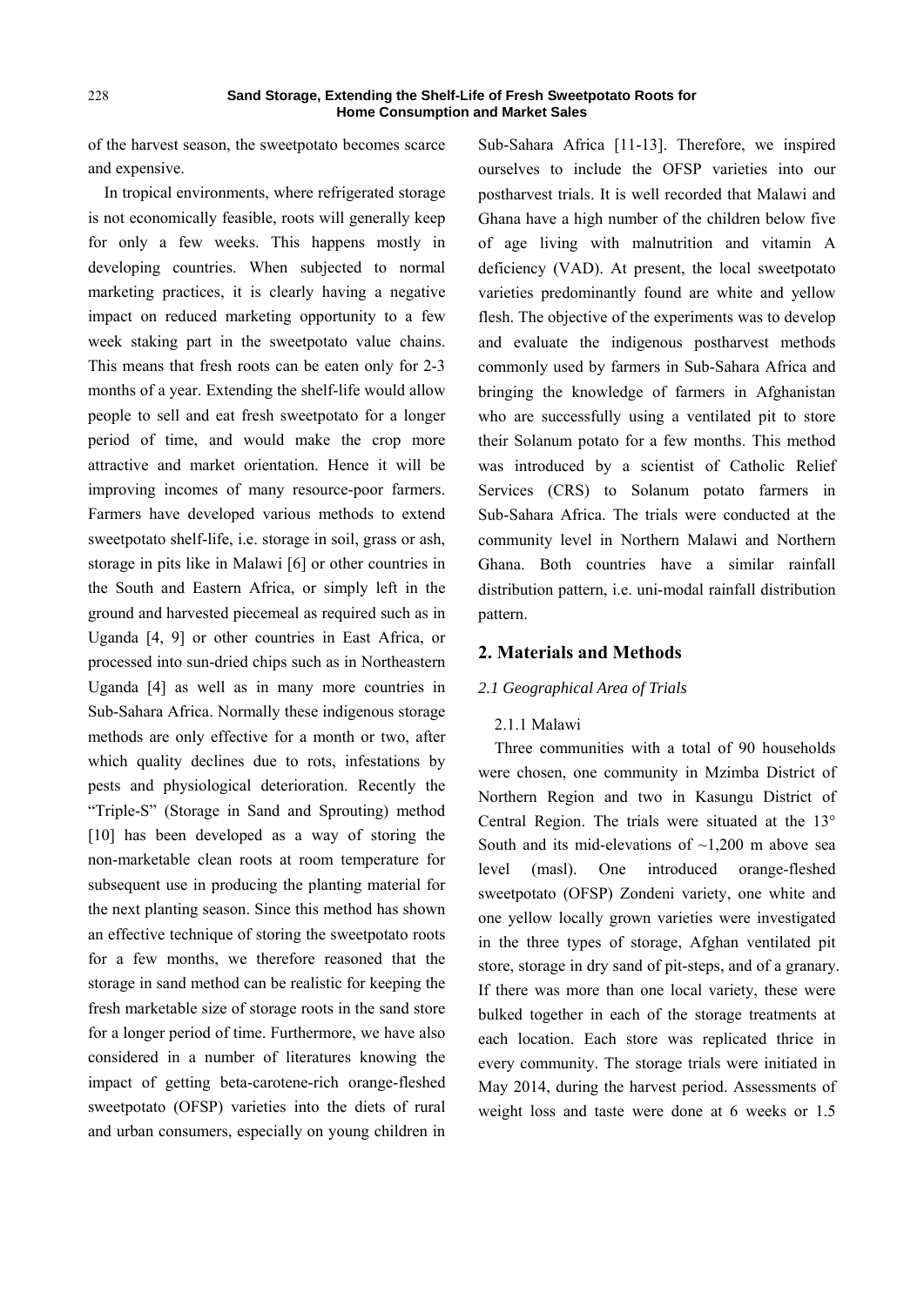of the harvest season, the sweetpotato becomes scarce and expensive.

In tropical environments, where refrigerated storage is not economically feasible, roots will generally keep for only a few weeks. This happens mostly in developing countries. When subjected to normal marketing practices, it is clearly having a negative impact on reduced marketing opportunity to a few week staking part in the sweetpotato value chains. This means that fresh roots can be eaten only for 2-3 months of a year. Extending the shelf-life would allow people to sell and eat fresh sweetpotato for a longer period of time, and would make the crop more attractive and market orientation. Hence it will be improving incomes of many resource-poor farmers. Farmers have developed various methods to extend sweetpotato shelf-life, i.e. storage in soil, grass or ash, storage in pits like in Malawi [6] or other countries in the South and Eastern Africa, or simply left in the ground and harvested piecemeal as required such as in Uganda [4, 9] or other countries in East Africa, or processed into sun-dried chips such as in Northeastern Uganda [4] as well as in many more countries in Sub-Sahara Africa. Normally these indigenous storage methods are only effective for a month or two, after which quality declines due to rots, infestations by pests and physiological deterioration. Recently the "Triple-S" (Storage in Sand and Sprouting) method [10] has been developed as a way of storing the non-marketable clean roots at room temperature for subsequent use in producing the planting material for the next planting season. Since this method has shown an effective technique of storing the sweetpotato roots for a few months, we therefore reasoned that the storage in sand method can be realistic for keeping the fresh marketable size of storage roots in the sand store for a longer period of time. Furthermore, we have also considered in a number of literatures knowing the impact of getting beta-carotene-rich orange-fleshed sweetpotato (OFSP) varieties into the diets of rural and urban consumers, especially on young children in Sub-Sahara Africa [11-13]. Therefore, we inspired ourselves to include the OFSP varieties into our postharvest trials. It is well recorded that Malawi and Ghana have a high number of the children below five of age living with malnutrition and vitamin A deficiency (VAD). At present, the local sweetpotato varieties predominantly found are white and yellow flesh. The objective of the experiments was to develop and evaluate the indigenous postharvest methods commonly used by farmers in Sub-Sahara Africa and bringing the knowledge of farmers in Afghanistan who are successfully using a ventilated pit to store their Solanum potato for a few months. This method was introduced by a scientist of Catholic Relief Services (CRS) to Solanum potato farmers in Sub-Sahara Africa. The trials were conducted at the community level in Northern Malawi and Northern Ghana. Both countries have a similar rainfall distribution pattern, i.e. uni-modal rainfall distribution pattern.

## 2. Materials and Methods

### *2.1 Geographical Area of Trials*

#### 2.1.1 Malawi

Three communities with a total of 90 households were chosen, one community in Mzimba District of Northern Region and two in Kasungu District of Central Region. The trials were situated at the 13° South and its mid-elevations of ~1,200 m above sea level (masl). One introduced orange-fleshed sweetpotato (OFSP) Zondeni variety, one white and one yellow locally grown varieties were investigated in the three types of storage, Afghan ventilated pit store, storage in dry sand of pit-steps, and of a granary. If there was more than one local variety, these were bulked together in each of the storage treatments at each location. Each store was replicated thrice in every community. The storage trials were initiated in May 2014, during the harvest period. Assessments of weight loss and taste were done at 6 weeks or 1.5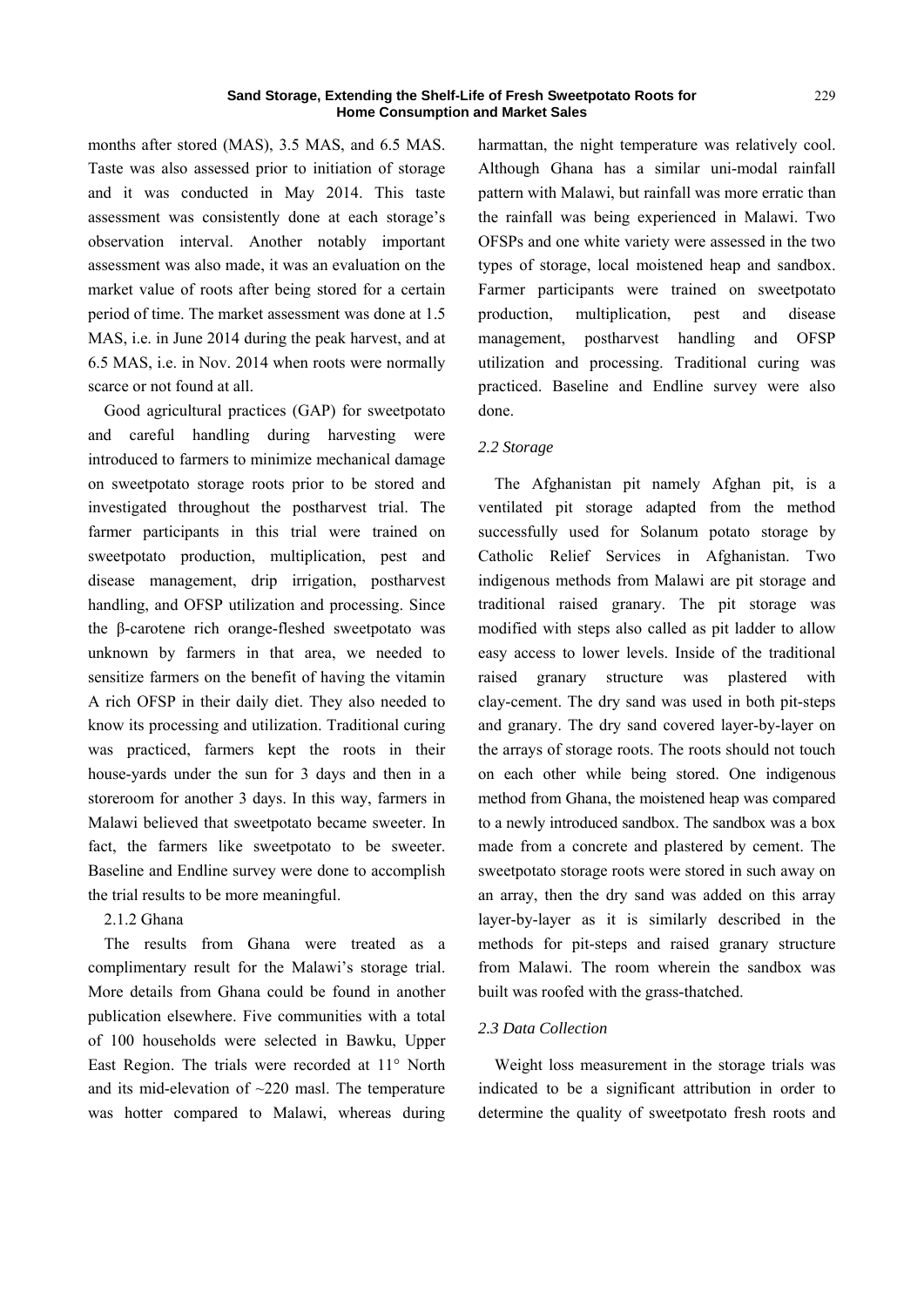months after stored (MAS), 3.5 MAS, and 6.5 MAS. Taste was also assessed prior to initiation of storage and it was conducted in May 2014. This taste assessment was consistently done at each storage's observation interval. Another notably important assessment was also made, it was an evaluation on the market value of roots after being stored for a certain period of time. The market assessment was done at 1.5 MAS, i.e. in June 2014 during the peak harvest, and at 6.5 MAS, i.e. in Nov. 2014 when roots were normally scarce or not found at all.

Good agricultural practices (GAP) for sweetpotato and careful handling during harvesting were introduced to farmers to minimize mechanical damage on sweetpotato storage roots prior to be stored and investigated throughout the postharvest trial. The farmer participants in this trial were trained on sweetpotato production, multiplication, pest and disease management, drip irrigation, postharvest handling, and OFSP utilization and processing. Since the β-carotene rich orange-fleshed sweetpotato was unknown by farmers in that area, we needed to sensitize farmers on the benefit of having the vitamin A rich OFSP in their daily diet. They also needed to know its processing and utilization. Traditional curing was practiced, farmers kept the roots in their house-yards under the sun for 3 days and then in a storeroom for another 3 days. In this way, farmers in Malawi believed that sweetpotato became sweeter. In fact, the farmers like sweetpotato to be sweeter. Baseline and Endline survey were done to accomplish the trial results to be more meaningful.

#### 2.1.2 Ghana

The results from Ghana were treated as a complimentary result for the Malawi's storage trial. More details from Ghana could be found in another publication elsewhere. Five communities with a total of 100 households were selected in Bawku, Upper East Region. The trials were recorded at 11° North and its mid-elevation of ~220 masl. The temperature was hotter compared to Malawi, whereas during harmattan, the night temperature was relatively cool. Although Ghana has a similar uni-modal rainfall pattern with Malawi, but rainfall was more erratic than the rainfall was being experienced in Malawi. Two OFSPs and one white variety were assessed in the two types of storage, local moistened heap and sandbox. Farmer participants were trained on sweetpotato production, multiplication, pest and disease management, postharvest handling and OFSP utilization and processing. Traditional curing was practiced. Baseline and Endline survey were also done.

### *2.2 Storage*

The Afghanistan pit namely Afghan pit, is a ventilated pit storage adapted from the method successfully used for Solanum potato storage by Catholic Relief Services in Afghanistan. Two indigenous methods from Malawi are pit storage and traditional raised granary. The pit storage was modified with steps also called as pit ladder to allow easy access to lower levels. Inside of the traditional raised granary structure was plastered with clay-cement. The dry sand was used in both pit-steps and granary. The dry sand covered layer-by-layer on the arrays of storage roots. The roots should not touch on each other while being stored. One indigenous method from Ghana, the moistened heap was compared to a newly introduced sandbox. The sandbox was a box made from a concrete and plastered by cement. The sweetpotato storage roots were stored in such away on an array, then the dry sand was added on this array layer-by-layer as it is similarly described in the methods for pit-steps and raised granary structure from Malawi. The room wherein the sandbox was built was roofed with the grass-thatched.

### *2.3 Data Collection*

Weight loss measurement in the storage trials was indicated to be a significant attribution in order to determine the quality of sweetpotato fresh roots and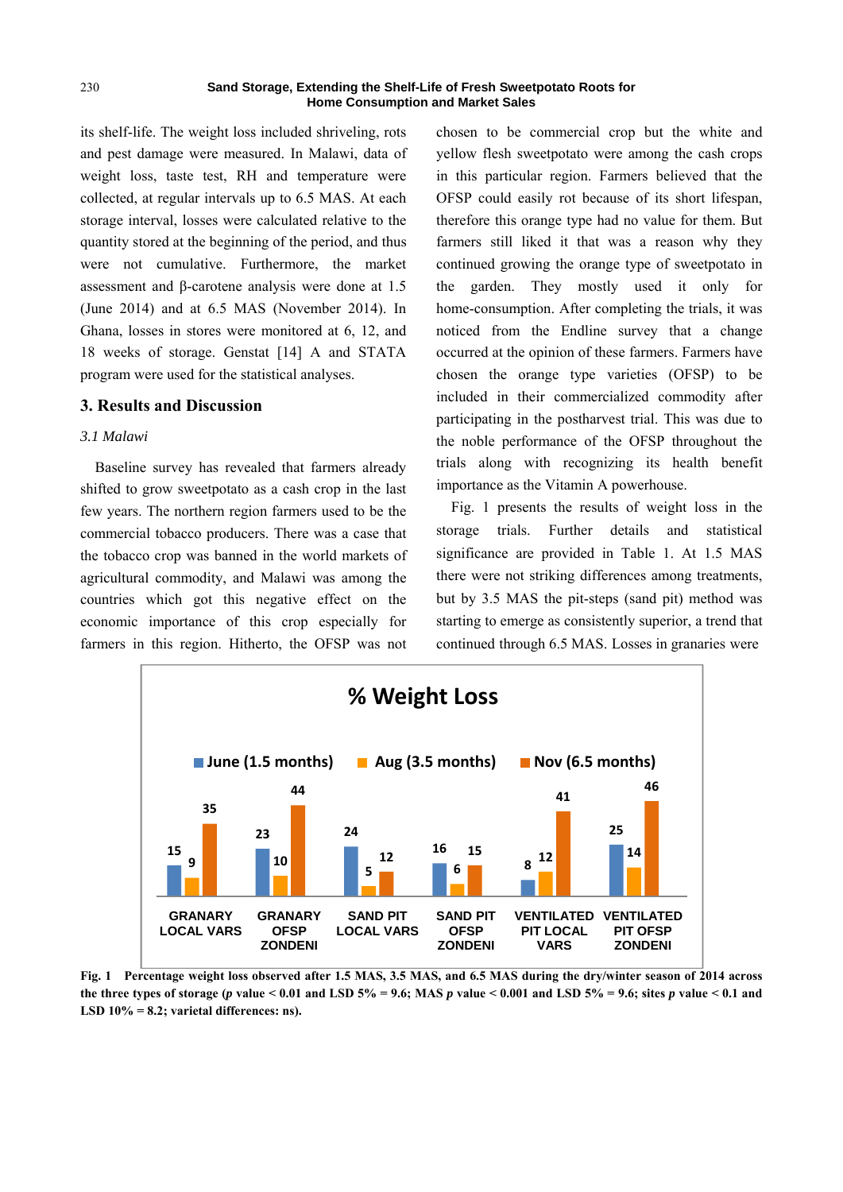its shelf-life. The weight loss included shriveling, rots and pest damage were measured. In Malawi, data of weight loss, taste test, RH and temperature were collected, at regular intervals up to 6.5 MAS. At each storage interval, losses were calculated relative to the quantity stored at the beginning of the period, and thus were not cumulative. Furthermore, the market assessment and β-carotene analysis were done at 1.5 (June 2014) and at 6.5 MAS (November 2014). In Ghana, losses in stores were monitored at 6, 12, and 18 weeks of storage. Genstat [14] A and STATA program were used for the statistical analyses.

## 3. Results and Discussion

### *3.1 Malawi*

Baseline survey has revealed that farmers already shifted to grow sweetpotato as a cash crop in the last few years. The northern region farmers used to be the commercial tobacco producers. There was a case that the tobacco crop was banned in the world markets of agricultural commodity, and Malawi was among the countries which got this negative effect on the economic importance of this crop especially for farmers in this region. Hitherto, the OFSP was not chosen to be commercial crop but the white and yellow flesh sweetpotato were among the cash crops in this particular region. Farmers believed that the OFSP could easily rot because of its short lifespan, therefore this orange type had no value for them. But farmers still liked it that was a reason why they continued growing the orange type of sweetpotato in the garden. They mostly used it only for home-consumption. After completing the trials, it was noticed from the Endline survey that a change occurred at the opinion of these farmers. Farmers have chosen the orange type varieties (OFSP) to be included in their commercialized commodity after participating in the postharvest trial. This was due to the noble performance of the OFSP throughout the trials along with recognizing its health benefit importance as the Vitamin A powerhouse.

Fig. 1 presents the results of weight loss in the storage trials. Further details and statistical significance are provided in Table 1. At 1.5 MAS there were not striking differences among treatments, but by 3.5 MAS the pit-steps (sand pit) method was starting to emerge as consistently superior, a trend that continued through 6.5 MAS. Losses in granaries were

**% Weight Loss**

| | June (1.5 months) | Aug (3.5 months) | Nov (6.5 months) |
|---|---|---|---|
| GRANARY LOCAL VARS | 15 | 9 | 35 |
| GRANARY OFSP ZONDENI | 23 | 10 | 44 |
| SAND PIT LOCAL VARS | 24 | 5 | 12 |
| SAND PIT OFSP ZONDENI | 16 | 6 | 15 |
| VENTILATED PIT LOCAL VARS | 8 | 12 | 41 |
| VENTILATED PIT OFSP ZONDENI | 25 | 14 | 46 |

**Fig. 1 Percentage weight loss observed after 1.5 MAS, 3.5 MAS, and 6.5 MAS during the dry/winter season of 2014 across the three types of storage (*p* value $< 0.01$ and LSD 5% = 9.6; MAS *p* value $< 0.001$ and LSD 5% = 9.6; sites *p* value $< 0.1$ and LSD 10% = 8.2; varietal differences: ns).**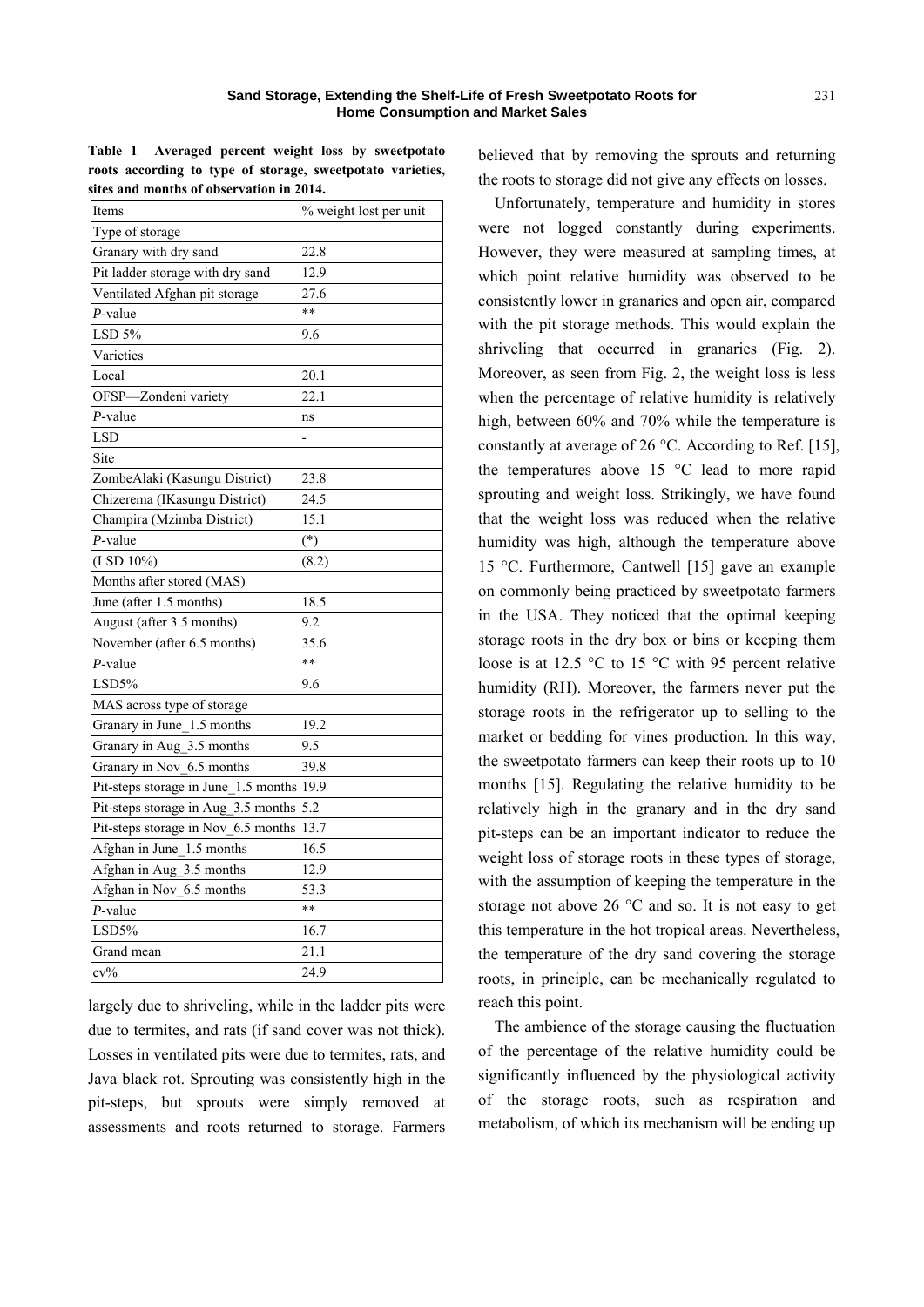**Table 1 Averaged percent weight loss by sweetpotato roots according to type of storage, sweetpotato varieties, sites and months of observation in 2014.**

| Items | % weight lost per unit |
|---|---|
| Type of storage | |
| Granary with dry sand | 22.8 |
| Pit ladder storage with dry sand | 12.9 |
| Ventilated Afghan pit storage | 27.6 |
| *P*-value | ** |
| LSD 5% | 9.6 |
| Varieties | |
| Local | 20.1 |
| OFSP—Zondeni variety | 22.1 |
| *P*-value | ns |
| LSD | - |
| Site | |
| ZombeAlaki (Kasungu District) | 23.8 |
| Chizerema (IKasungu District) | 24.5 |
| Champira (Mzimba District) | 15.1 |
| *P*-value | (*) |
| (LSD 10%) | (8.2) |
| Months after stored (MAS) | |
| June (after 1.5 months) | 18.5 |
| August (after 3.5 months) | 9.2 |
| November (after 6.5 months) | 35.6 |
| *P*-value | ** |
| LSD5% | 9.6 |
| MAS across type of storage | |
| Granary in June_1.5 months | 19.2 |
| Granary in Aug_3.5 months | 9.5 |
| Granary in Nov_6.5 months | 39.8 |
| Pit-steps storage in June_1.5 months | 19.9 |
| Pit-steps storage in Aug_3.5 months | 5.2 |
| Pit-steps storage in Nov_6.5 months | 13.7 |
| Afghan in June_1.5 months | 16.5 |
| Afghan in Aug_3.5 months | 12.9 |
| Afghan in Nov_6.5 months | 53.3 |
| *P*-value | ** |
| LSD5% | 16.7 |
| Grand mean | 21.1 |
| cv% | 24.9 |

largely due to shriveling, while in the ladder pits were due to termites, and rats (if sand cover was not thick). Losses in ventilated pits were due to termites, rats, and Java black rot. Sprouting was consistently high in the pit-steps, but sprouts were simply removed at assessments and roots returned to storage. Farmers believed that by removing the sprouts and returning the roots to storage did not give any effects on losses.

Unfortunately, temperature and humidity in stores were not logged constantly during experiments. However, they were measured at sampling times, at which point relative humidity was observed to be consistently lower in granaries and open air, compared with the pit storage methods. This would explain the shriveling that occurred in granaries (Fig. 2). Moreover, as seen from Fig. 2, the weight loss is less when the percentage of relative humidity is relatively high, between 60% and 70% while the temperature is constantly at average of 26 °C. According to Ref. [15], the temperatures above 15 °C lead to more rapid sprouting and weight loss. Strikingly, we have found that the weight loss was reduced when the relative humidity was high, although the temperature above 15 °C. Furthermore, Cantwell [15] gave an example on commonly being practiced by sweetpotato farmers in the USA. They noticed that the optimal keeping storage roots in the dry box or bins or keeping them loose is at 12.5 °C to 15 °C with 95 percent relative humidity (RH). Moreover, the farmers never put the storage roots in the refrigerator up to selling to the market or bedding for vines production. In this way, the sweetpotato farmers can keep their roots up to 10 months [15]. Regulating the relative humidity to be relatively high in the granary and in the dry sand pit-steps can be an important indicator to reduce the weight loss of storage roots in these types of storage, with the assumption of keeping the temperature in the storage not above 26 °C and so. It is not easy to get this temperature in the hot tropical areas. Nevertheless, the temperature of the dry sand covering the storage roots, in principle, can be mechanically regulated to reach this point.

The ambience of the storage causing the fluctuation of the percentage of the relative humidity could be significantly influenced by the physiological activity of the storage roots, such as respiration and metabolism, of which its mechanism will be ending up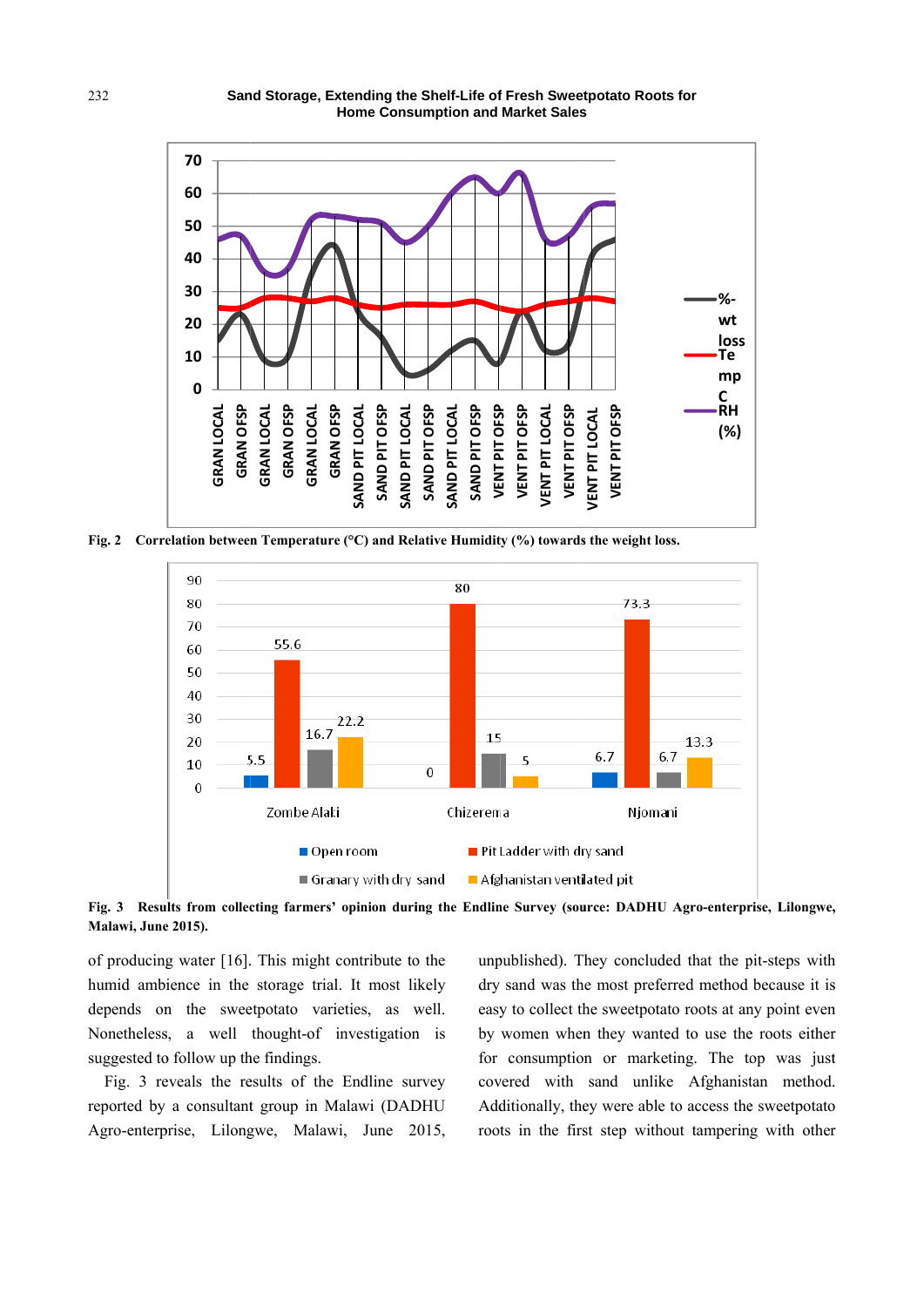Fig. 2 Correlation between Temperature (°C) and Relative Humidity (%) towards the weight loss.

Fig. 3 Results from collecting farmers' opinion during the Endline Survey (source: DADHU Agro-enterprise, Lilongwe, Malawi, June 2015).

of producing water [16]. This might contribute to the humid ambience in the storage trial. It most likely depends on the sweetpotato varieties, as well. Nonetheless, a well thought-of investigation is suggested to follow up the findings.

Fig. 3 reveals the results of the Endline survey reported by a consultant group in Malawi (DADHU Agro-enterprise, Lilongwe, Malawi, June 2015, unpublished). They concluded that the pit-steps with dry sand was the most preferred method because it is easy to collect the sweetpotato roots at any point even by women when they wanted to use the roots either for consumption or marketing. The top was just covered with sand unlike Afghanistan method. Additionally, they were able to access the sweetpotato roots in the first step without tampering with other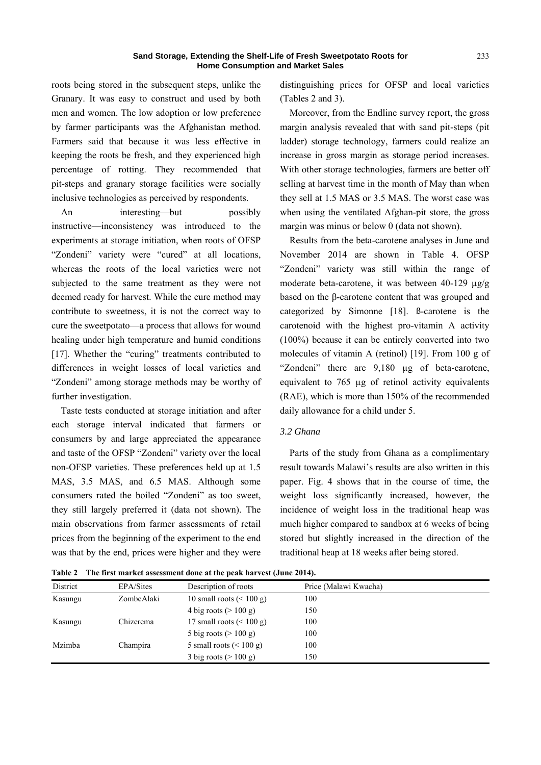roots being stored in the subsequent steps, unlike the Granary. It was easy to construct and used by both men and women. The low adoption or low preference by farmer participants was the Afghanistan method. Farmers said that because it was less effective in keeping the roots be fresh, and they experienced high percentage of rotting. They recommended that pit-steps and granary storage facilities were socially inclusive technologies as perceived by respondents.

An interesting—but possibly instructive—inconsistency was introduced to the experiments at storage initiation, when roots of OFSP "Zondeni" variety were "cured" at all locations, whereas the roots of the local varieties were not subjected to the same treatment as they were not deemed ready for harvest. While the cure method may contribute to sweetness, it is not the correct way to cure the sweetpotato—a process that allows for wound healing under high temperature and humid conditions [17]. Whether the "curing" treatments contributed to differences in weight losses of local varieties and "Zondeni" among storage methods may be worthy of further investigation.

Taste tests conducted at storage initiation and after each storage interval indicated that farmers or consumers by and large appreciated the appearance and taste of the OFSP "Zondeni" variety over the local non-OFSP varieties. These preferences held up at 1.5 MAS, 3.5 MAS, and 6.5 MAS. Although some consumers rated the boiled "Zondeni" as too sweet, they still largely preferred it (data not shown). The main observations from farmer assessments of retail prices from the beginning of the experiment to the end was that by the end, prices were higher and they were distinguishing prices for OFSP and local varieties (Tables 2 and 3).

Moreover, from the Endline survey report, the gross margin analysis revealed that with sand pit-steps (pit ladder) storage technology, farmers could realize an increase in gross margin as storage period increases. With other storage technologies, farmers are better off selling at harvest time in the month of May than when they sell at 1.5 MAS or 3.5 MAS. The worst case was when using the ventilated Afghan-pit store, the gross margin was minus or below 0 (data not shown).

Results from the beta-carotene analyses in June and November 2014 are shown in Table 4. OFSP "Zondeni" variety was still within the range of moderate beta-carotene, it was between 40-129 µg/g based on the β-carotene content that was grouped and categorized by Simonne [18]. ß-carotene is the carotenoid with the highest pro-vitamin A activity (100%) because it can be entirely converted into two molecules of vitamin A (retinol) [19]. From 100 g of "Zondeni" there are 9,180 µg of beta-carotene, equivalent to 765 µg of retinol activity equivalents (RAE), which is more than 150% of the recommended daily allowance for a child under 5.

### *3.2 Ghana*

Parts of the study from Ghana as a complimentary result towards Malawi's results are also written in this paper. Fig. 4 shows that in the course of time, the weight loss significantly increased, however, the incidence of weight loss in the traditional heap was much higher compared to sandbox at 6 weeks of being stored but slightly increased in the direction of the traditional heap at 18 weeks after being stored.

**Table 2 The first market assessment done at the peak harvest (June 2014).**

| District | EPA/Sites | Description of roots | Price (Malawi Kwacha) |
|---|---|---|---|
| Kasungu | ZombeAlaki | 10 small roots (< 100 g) | 100 |
| | | 4 big roots (> 100 g) | 150 |
| Kasungu | Chizerema | 17 small roots (< 100 g) | 100 |
| | | 5 big roots (> 100 g) | 100 |
| Mzimba | Champira | 5 small roots (< 100 g) | 100 |
| | | 3 big roots (> 100 g) | 150 |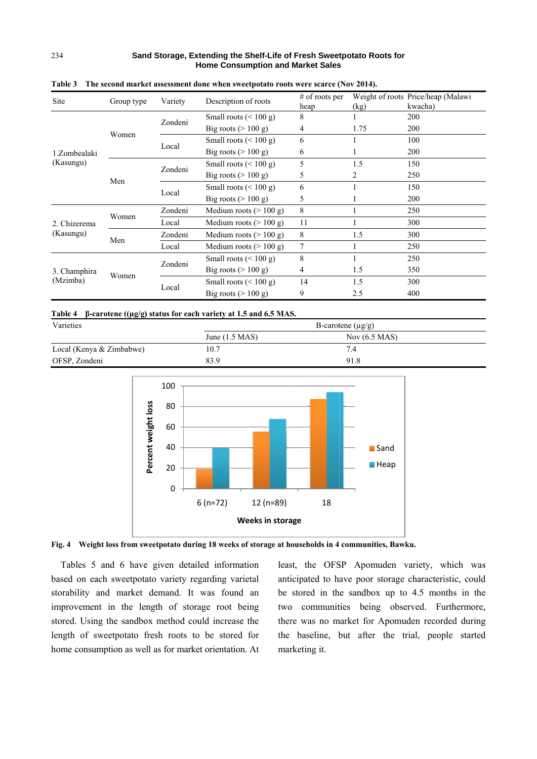**Table 3 The second market assessment done when sweetpotato roots were scarce (Nov 2014).**

| Site | Group type | Variety | Description of roots | # of roots per heap | Weight of roots (kg) | Price/heap (Malawi kwacha) |
|---|---|---|---|---|---|---|
| 1.Zombealaki (Kasungu) | Women | Zondeni | Small roots (< 100 g) | 8 | 1 | 200 |
| | | | Big roots (> 100 g) | 4 | 1.75 | 200 |
| | | Local | Small roots (< 100 g) | 6 | 1 | 100 |
| | | | Big roots (> 100 g) | 6 | 1 | 200 |
| | Men | Zondeni | Small roots (< 100 g) | 5 | 1.5 | 150 |
| | | | Big roots (> 100 g) | 5 | 2 | 250 |
| | | Local | Small roots (< 100 g) | 6 | 1 | 150 |
| | | | Big roots (> 100 g) | 5 | 1 | 200 |
| 2. Chizerema (Kasungu) | Women | Zondeni | Medium roots (> 100 g) | 8 | 1 | 250 |
| | | Local | Medium roots (> 100 g) | 11 | 1 | 300 |
| | Men | Zondeni | Medium roots (> 100 g) | 8 | 1.5 | 300 |
| | | Local | Medium roots (> 100 g) | 7 | 1 | 250 |
| 3. Champhira (Mzimba) | Women | Zondeni | Small roots (< 100 g) | 8 | 1 | 250 |
| | | | Big roots (> 100 g) | 4 | 1.5 | 350 |
| | | Local | Small roots (< 100 g) | 14 | 1.5 | 300 |
| | | | Big roots (> 100 g) | 9 | 2.5 | 400 |

**Table 4 β-carotene ((μg/g) status for each variety at 1.5 and 6.5 MAS.**

| Varieties | B-carotene (μg/g) | |
|---|---|---|
| | June (1.5 MAS) | Nov (6.5 MAS) |
| Local (Kenya & Zimbabwe) | 10.7 | 7.4 |
| OFSP, Zondeni | 83.9 | 91.8 |

**Fig. 4 Weight loss from sweetpotato during 18 weeks of storage at households in 4 communities, Bawku.**

Tables 5 and 6 have given detailed information based on each sweetpotato variety regarding varietal storability and market demand. It was found an improvement in the length of storage root being stored. Using the sandbox method could increase the length of sweetpotato fresh roots to be stored for home consumption as well as for market orientation. At least, the OFSP Apomuden variety, which was anticipated to have poor storage characteristic, could be stored in the sandbox up to 4.5 months in the two communities being observed. Furthermore, there was no market for Apomuden recorded during the baseline, but after the trial, people started marketing it.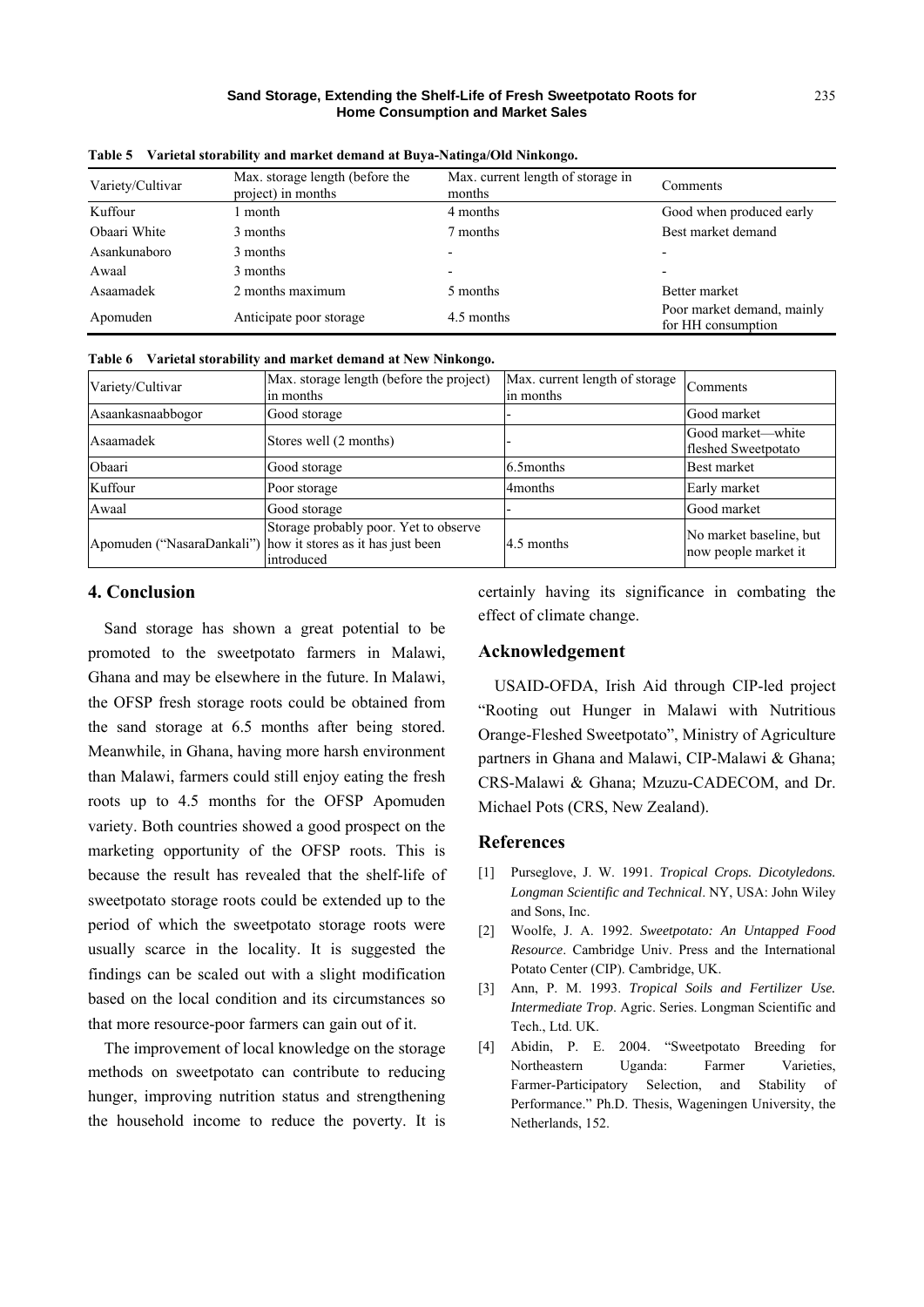**Table 5 Varietal storability and market demand at Buya-Natinga/Old Ninkongo.**

| Variety/Cultivar | Max. storage length (before the project) in months | Max. current length of storage in months | Comments |
|---|---|---|---|
| Kuffour | 1 month | 4 months | Good when produced early |
| Obaari White | 3 months | 7 months | Best market demand |
| Asankunaboro | 3 months | - | - |
| Awaal | 3 months | - | - |
| Asaamadek | 2 months maximum | 5 months | Better market |
| Apomuden | Anticipate poor storage | 4.5 months | Poor market demand, mainly for HH consumption |

**Table 6 Varietal storability and market demand at New Ninkongo.**

| Variety/Cultivar | Max. storage length (before the project) in months | Max. current length of storage in months | Comments |
|---|---|---|---|
| Asaankasnaabbogor | Good storage | - | Good market |
| Asaamadek | Stores well (2 months) | - | Good market—white fleshed Sweetpotato |
| Obaari | Good storage | 6.5months | Best market |
| Kuffour | Poor storage | 4months | Early market |
| Awaal | Good storage | - | Good market |
| Apomuden ("NasaraDankali") | Storage probably poor. Yet to observe how it stores as it has just been introduced | 4.5 months | No market baseline, but now people market it |

## 4. Conclusion

Sand storage has shown a great potential to be promoted to the sweetpotato farmers in Malawi, Ghana and may be elsewhere in the future. In Malawi, the OFSP fresh storage roots could be obtained from the sand storage at 6.5 months after being stored. Meanwhile, in Ghana, having more harsh environment than Malawi, farmers could still enjoy eating the fresh roots up to 4.5 months for the OFSP Apomuden variety. Both countries showed a good prospect on the marketing opportunity of the OFSP roots. This is because the result has revealed that the shelf-life of sweetpotato storage roots could be extended up to the period of which the sweetpotato storage roots were usually scarce in the locality. It is suggested the findings can be scaled out with a slight modification based on the local condition and its circumstances so that more resource-poor farmers can gain out of it.

The improvement of local knowledge on the storage methods on sweetpotato can contribute to reducing hunger, improving nutrition status and strengthening the household income to reduce the poverty. It is certainly having its significance in combating the effect of climate change.

## Acknowledgement

USAID-OFDA, Irish Aid through CIP-led project "Rooting out Hunger in Malawi with Nutritious Orange-Fleshed Sweetpotato", Ministry of Agriculture partners in Ghana and Malawi, CIP-Malawi & Ghana; CRS-Malawi & Ghana; Mzuzu-CADECOM, and Dr. Michael Pots (CRS, New Zealand).

## References

[1] Purseglove, J. W. 1991. *Tropical Crops. Dicotyledons. Longman Scientific and Technical*. NY, USA: John Wiley and Sons, Inc.

[2] Woolfe, J. A. 1992. *Sweetpotato: An Untapped Food Resource*. Cambridge Univ. Press and the International Potato Center (CIP). Cambridge, UK.

[3] Ann, P. M. 1993. *Tropical Soils and Fertilizer Use. Intermediate Trop*. Agric. Series. Longman Scientific and Tech., Ltd. UK.

[4] Abidin, P. E. 2004. "Sweetpotato Breeding for Northeastern Uganda: Farmer Varieties, Farmer-Participatory Selection, and Stability of Performance." Ph.D. Thesis, Wageningen University, the Netherlands, 152.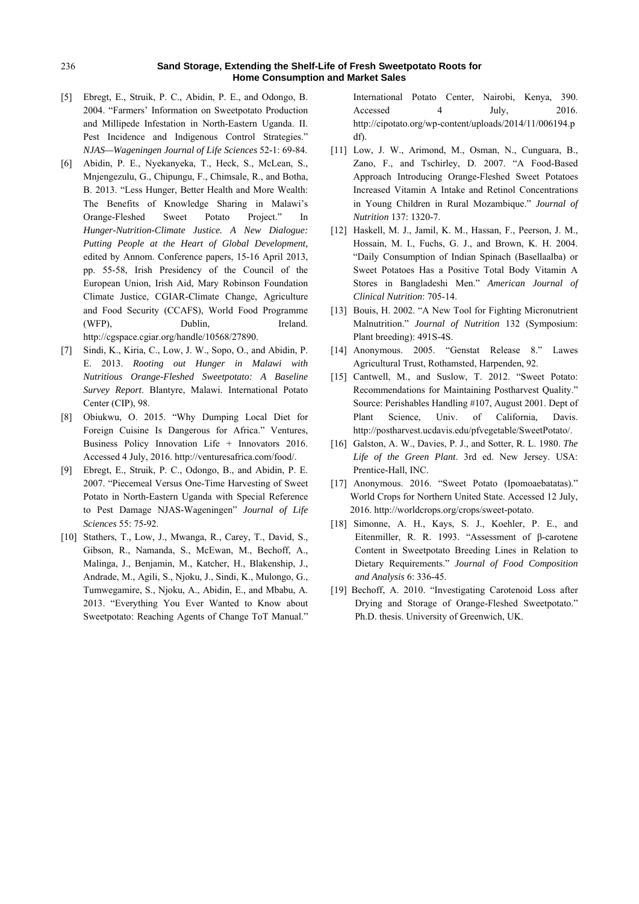[5] Ebregt, E., Struik, P. C., Abidin, P. E., and Odongo, B. 2004. "Farmers' Information on Sweetpotato Production and Millipede Infestation in North-Eastern Uganda. II. Pest Incidence and Indigenous Control Strategies." *NJAS—Wageningen Journal of Life Sciences* 52-1: 69-84.

[6] Abidin, P. E., Nyekanyeka, T., Heck, S., McLean, S., Mnjengezulu, G., Chipungu, F., Chimsale, R., and Botha, B. 2013. "Less Hunger, Better Health and More Wealth: The Benefits of Knowledge Sharing in Malawi's Orange-Fleshed Sweet Potato Project." In *Hunger-Nutrition-Climate Justice. A New Dialogue: Putting People at the Heart of Global Development,* edited by Annom. Conference papers, 15-16 April 2013, pp. 55-58, Irish Presidency of the Council of the European Union, Irish Aid, Mary Robinson Foundation Climate Justice, CGIAR-Climate Change, Agriculture and Food Security (CCAFS), World Food Programme (WFP), Dublin, Ireland. http://cgspace.cgiar.org/handle/10568/27890.

[7] Sindi, K., Kiria, C., Low, J. W., Sopo, O., and Abidin, P. E. 2013. *Rooting out Hunger in Malawi with Nutritious Orange-Fleshed Sweetpotato: A Baseline Survey Report*. Blantyre, Malawi. International Potato Center (CIP), 98.

[8] Obiukwu, O. 2015. "Why Dumping Local Diet for Foreign Cuisine Is Dangerous for Africa." Ventures, Business Policy Innovation Life + Innovators 2016. Accessed 4 July, 2016. http://venturesafrica.com/food/.

[9] Ebregt, E., Struik, P. C., Odongo, B., and Abidin, P. E. 2007. "Piecemeal Versus One-Time Harvesting of Sweet Potato in North-Eastern Uganda with Special Reference to Pest Damage NJAS-Wageningen" *Journal of Life Sciences* 55: 75-92.

[10] Stathers, T., Low, J., Mwanga, R., Carey, T., David, S., Gibson, R., Namanda, S., McEwan, M., Bechoff, A., Malinga, J., Benjamin, M., Katcher, H., Blakenship, J., Andrade, M., Agili, S., Njoku, J., Sindi, K., Mulongo, G., Tumwegamire, S., Njoku, A., Abidin, E., and Mbabu, A. 2013. "Everything You Ever Wanted to Know about Sweetpotato: Reaching Agents of Change ToT Manual." International Potato Center, Nairobi, Kenya, 390. Accessed 4 July, 2016. http://cipotato.org/wp-content/uploads/2014/11/006194.pdf).

[11] Low, J. W., Arimond, M., Osman, N., Cunguara, B., Zano, F., and Tschirley, D. 2007. "A Food-Based Approach Introducing Orange-Fleshed Sweet Potatoes Increased Vitamin A Intake and Retinol Concentrations in Young Children in Rural Mozambique." *Journal of Nutrition* 137: 1320-7.

[12] Haskell, M. J., Jamil, K. M., Hassan, F., Peerson, J. M., Hossain, M. I., Fuchs, G. J., and Brown, K. H. 2004. "Daily Consumption of Indian Spinach (Basellaalba) or Sweet Potatoes Has a Positive Total Body Vitamin A Stores in Bangladeshi Men." *American Journal of Clinical Nutrition*: 705-14.

[13] Bouis, H. 2002. "A New Tool for Fighting Micronutrient Malnutrition." *Journal of Nutrition* 132 (Symposium: Plant breeding): 491S-4S.

[14] Anonymous. 2005. "Genstat Release 8." Lawes Agricultural Trust, Rothamsted, Harpenden, 92.

[15] Cantwell, M., and Suslow, T. 2012. "Sweet Potato: Recommendations for Maintaining Postharvest Quality." Source: Perishables Handling #107, August 2001. Dept of Plant Science, Univ. of California, Davis. http://postharvest.ucdavis.edu/pfvegetable/SweetPotato/.

[16] Galston, A. W., Davies, P. J., and Sotter, R. L. 1980. *The Life of the Green Plant*. 3rd ed. New Jersey. USA: Prentice-Hall, INC.

[17] Anonymous. 2016. "Sweet Potato (Ipomoaebatatas)." World Crops for Northern United State. Accessed 12 July, 2016. http://worldcrops.org/crops/sweet-potato.

[18] Simonne, A. H., Kays, S. J., Koehler, P. E., and Eitenmiller, R. R. 1993. "Assessment of β-carotene Content in Sweetpotato Breeding Lines in Relation to Dietary Requirements." *Journal of Food Composition and Analysis* 6: 336-45.

[19] Bechoff, A. 2010. "Investigating Carotenoid Loss after Drying and Storage of Orange-Fleshed Sweetpotato." Ph.D. thesis. University of Greenwich, UK.